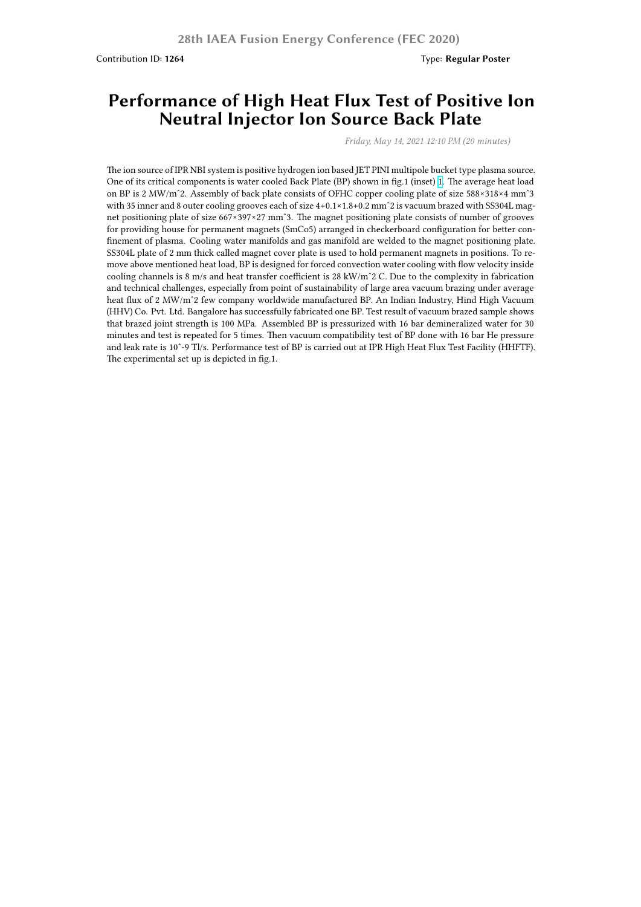Contribution ID: **1264**

Type: **Regular Poster**

# Performance of High Heat Flux Test of Positive Ion Neutral Injector Ion Source Back Plate

*Friday, May 14, 2021 12:10 PM (20 minutes)*

The ion source of IPR NBI system is positive hydrogen ion based JET PINI multipole bucket type plasma source. One of its critical components is water cooled Back Plate (BP) shown in fig.1 (inset) 1. The average heat load on BP is 2 MW/mˆ2. Assembly of back plate consists of OFHC copper cooling plate of size 588×318×4 mmˆ3 with 35 inner and 8 outer cooling grooves each of size 4+0.1×1.8+0.2 mmˆ2 is vacuum brazed with SS304L magnet positioning plate of size 667×397×27 mmˆ3. The magnet positioning plate consists of number of grooves for providing house for permanent magnets (SmCo5) arranged in checkerboard configuration for better confinement of plasma. Cooling water manifolds and gas manifold are welded to the magnet positioning plate. SS304L plate of 2 mm thick called magnet cover plate is used to hold permanent magnets in positions. To remove above mentioned heat load, BP is designed for forced convection water cooling with flow velocity inside cooling channels is 8 m/s and heat transfer coefficient is 28 kW/mˆ2 C. Due to the complexity in fabrication and technical challenges, especially from point of sustainability of large area vacuum brazing under average heat flux of 2 MW/mˆ2 few company worldwide manufactured BP. An Indian Industry, Hind High Vacuum (HHV) Co. Pvt. Ltd. Bangalore has successfully fabricated one BP. Test result of vacuum brazed sample shows that brazed joint strength is 100 MPa. Assembled BP is pressurized with 16 bar demineralized water for 30 minutes and test is repeated for 5 times. Then vacuum compatibility test of BP done with 16 bar He pressure and leak rate is 10ˆ-9 Tl/s. Performance test of BP is carried out at IPR High Heat Flux Test Facility (HHFTF). The experimental set up is depicted in fig.1.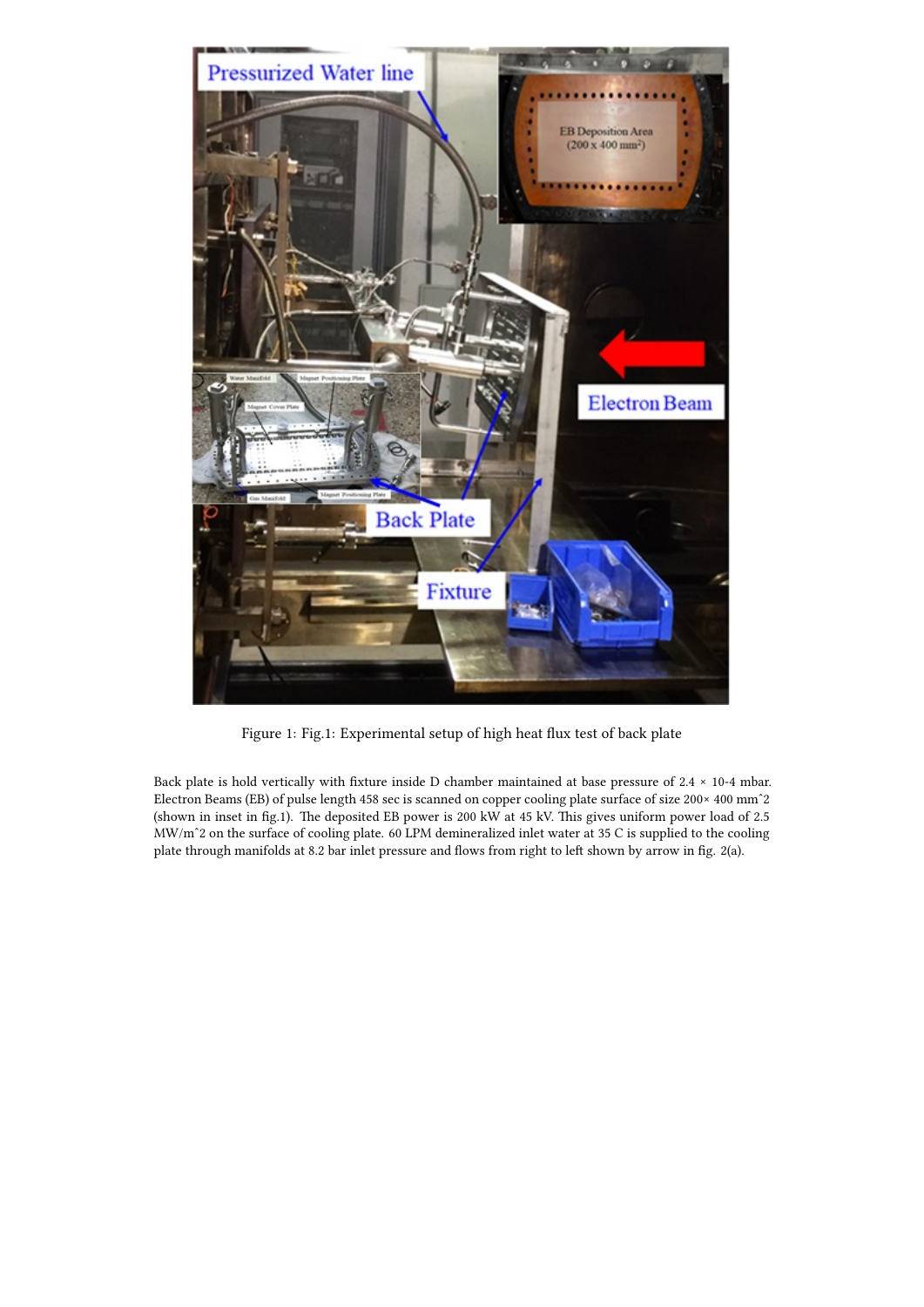Figure 1: Fig.1: Experimental setup of high heat flux test of back plate

Back plate is hold vertically with fixture inside D chamber maintained at base pressure of 2.4 × 10-4 mbar. Electron Beams (EB) of pulse length 458 sec is scanned on copper cooling plate surface of size 200× 400 mmˆ2 (shown in inset in fig.1). The deposited EB power is 200 kW at 45 kV. This gives uniform power load of 2.5 MW/mˆ2 on the surface of cooling plate. 60 LPM demineralized inlet water at 35 C is supplied to the cooling plate through manifolds at 8.2 bar inlet pressure and flows from right to left shown by arrow in fig. 2(a).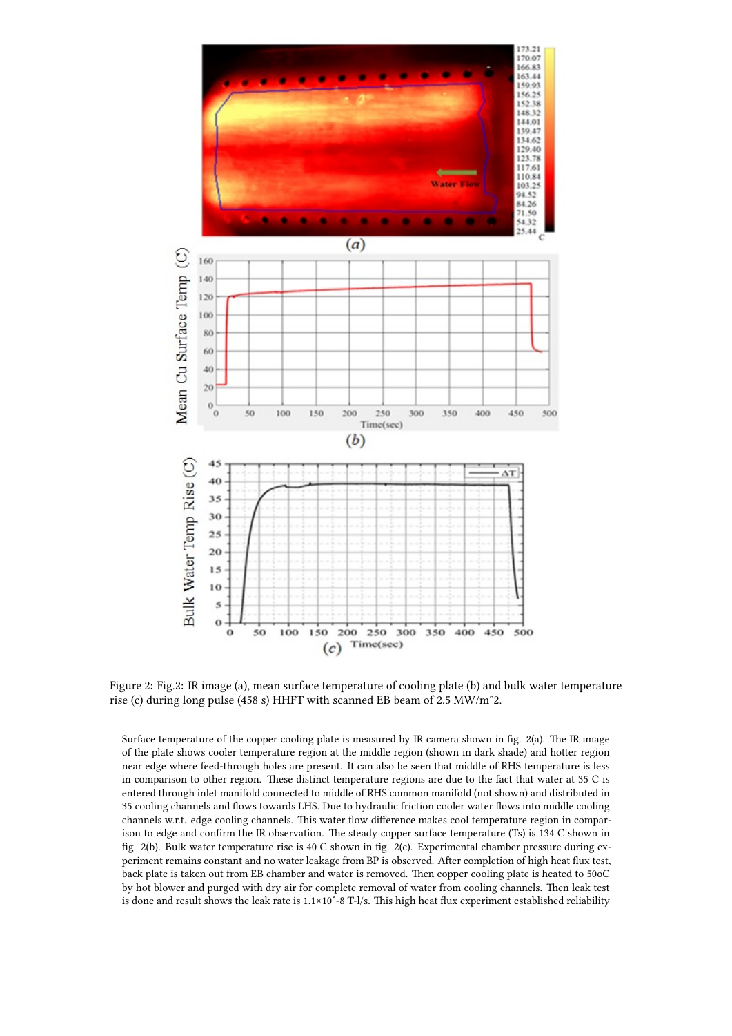Figure 2: Fig.2: IR image (a), mean surface temperature of cooling plate (b) and bulk water temperature rise (c) during long pulse (458 s) HHFT with scanned EB beam of 2.5 MW/mˆ2.

Surface temperature of the copper cooling plate is measured by IR camera shown in fig. 2(a). The IR image of the plate shows cooler temperature region at the middle region (shown in dark shade) and hotter region near edge where feed-through holes are present. It can also be seen that middle of RHS temperature is less in comparison to other region. These distinct temperature regions are due to the fact that water at 35 C is entered through inlet manifold connected to middle of RHS common manifold (not shown) and distributed in 35 cooling channels and flows towards LHS. Due to hydraulic friction cooler water flows into middle cooling channels w.r.t. edge cooling channels. This water flow difference makes cool temperature region in comparison to edge and confirm the IR observation. The steady copper surface temperature (Ts) is 134 C shown in fig. 2(b). Bulk water temperature rise is 40 C shown in fig. 2(c). Experimental chamber pressure during experiment remains constant and no water leakage from BP is observed. After completion of high heat flux test, back plate is taken out from EB chamber and water is removed. Then copper cooling plate is heated to 50oC by hot blower and purged with dry air for complete removal of water from cooling channels. Then leak test is done and result shows the leak rate is 1.1×10ˆ-8 T-l/s. This high heat flux experiment established reliability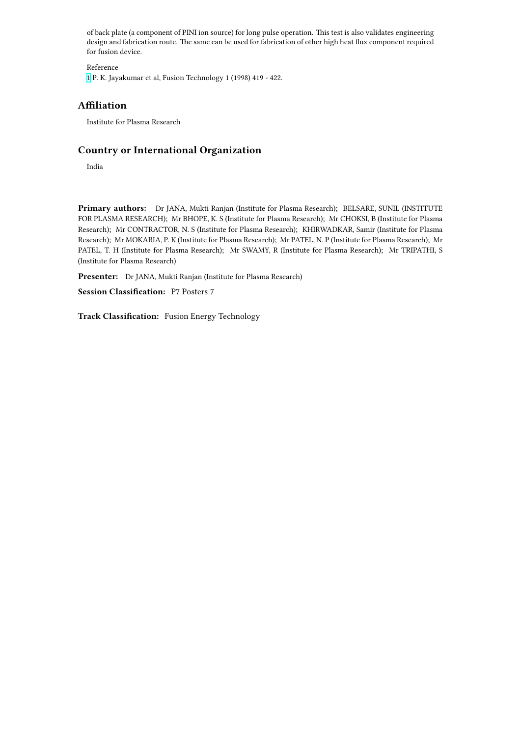of back plate (a component of PINI ion source) for long pulse operation. This test is also validates engineering design and fabrication route. The same can be used for fabrication of other high heat flux component required for fusion device.

Reference
1 P. K. Jayakumar et al, Fusion Technology 1 (1998) 419 - 422.

## Affiliation

Institute for Plasma Research

## Country or International Organization

India

**Primary authors:** Dr JANA, Mukti Ranjan (Institute for Plasma Research); BELSARE, SUNIL (INSTITUTE FOR PLASMA RESEARCH); Mr BHOPE, K. S (Institute for Plasma Research); Mr CHOKSI, B (Institute for Plasma Research); Mr CONTRACTOR, N. S (Institute for Plasma Research); KHIRWADKAR, Samir (Institute for Plasma Research); Mr MOKARIA, P. K (Institute for Plasma Research); Mr PATEL, N. P (Institute for Plasma Research); Mr PATEL, T. H (Institute for Plasma Research); Mr SWAMY, R (Institute for Plasma Research); Mr TRIPATHI, S (Institute for Plasma Research)

**Presenter:** Dr JANA, Mukti Ranjan (Institute for Plasma Research)

**Session Classification:** P7 Posters 7

**Track Classification:** Fusion Energy Technology